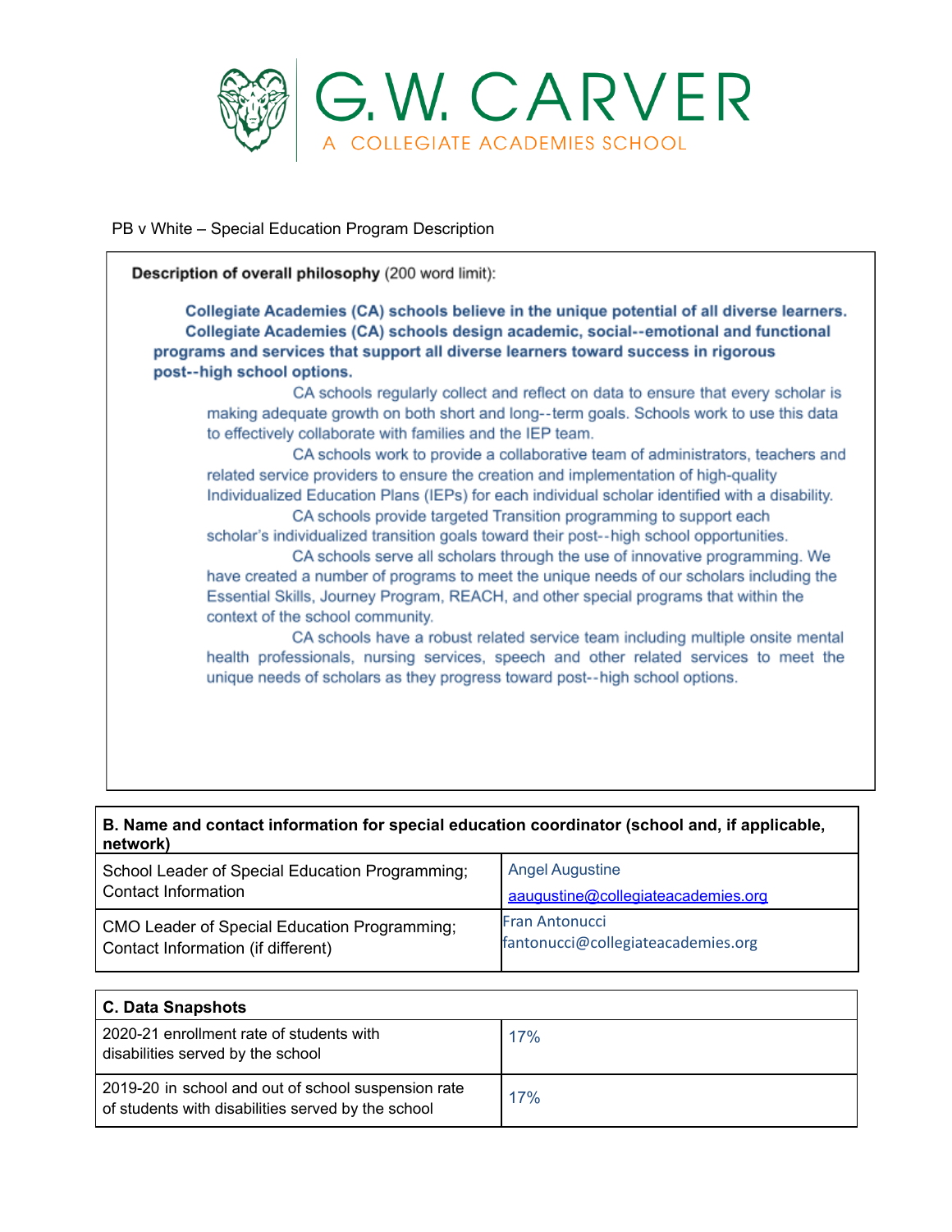# G.W. CARVER

A COLLEGIATE ACADEMIES SCHOOL

PB v White – Special Education Program Description

**Description of overall philosophy** (200 word limit):

**Collegiate Academies (CA) schools believe in the unique potential of all diverse learners. Collegiate Academies (CA) schools design academic, social--emotional and functional programs and services that support all diverse learners toward success in rigorous post--high school options.**

CA schools regularly collect and reflect on data to ensure that every scholar is making adequate growth on both short and long--term goals. Schools work to use this data to effectively collaborate with families and the IEP team.

CA schools work to provide a collaborative team of administrators, teachers and related service providers to ensure the creation and implementation of high-quality Individualized Education Plans (IEPs) for each individual scholar identified with a disability.

CA schools provide targeted Transition programming to support each scholar's individualized transition goals toward their post--high school opportunities.

CA schools serve all scholars through the use of innovative programming. We have created a number of programs to meet the unique needs of our scholars including the Essential Skills, Journey Program, REACH, and other special programs that within the context of the school community.

CA schools have a robust related service team including multiple onsite mental health professionals, nursing services, speech and other related services to meet the unique needs of scholars as they progress toward post--high school options.

| B. Name and contact information for special education coordinator (school and, if applicable, network) | |
|---|---|
| School Leader of Special Education Programming; Contact Information | Angel Augustine<br>aaugustine@collegiateacademies.org |
| CMO Leader of Special Education Programming; Contact Information (if different) | Fran Antonucci<br>fantonucci@collegiateacademies.org |

| C. Data Snapshots | |
|---|---|
| 2020-21 enrollment rate of students with disabilities served by the school | 17% |
| 2019-20 in school and out of school suspension rate of students with disabilities served by the school | 17% |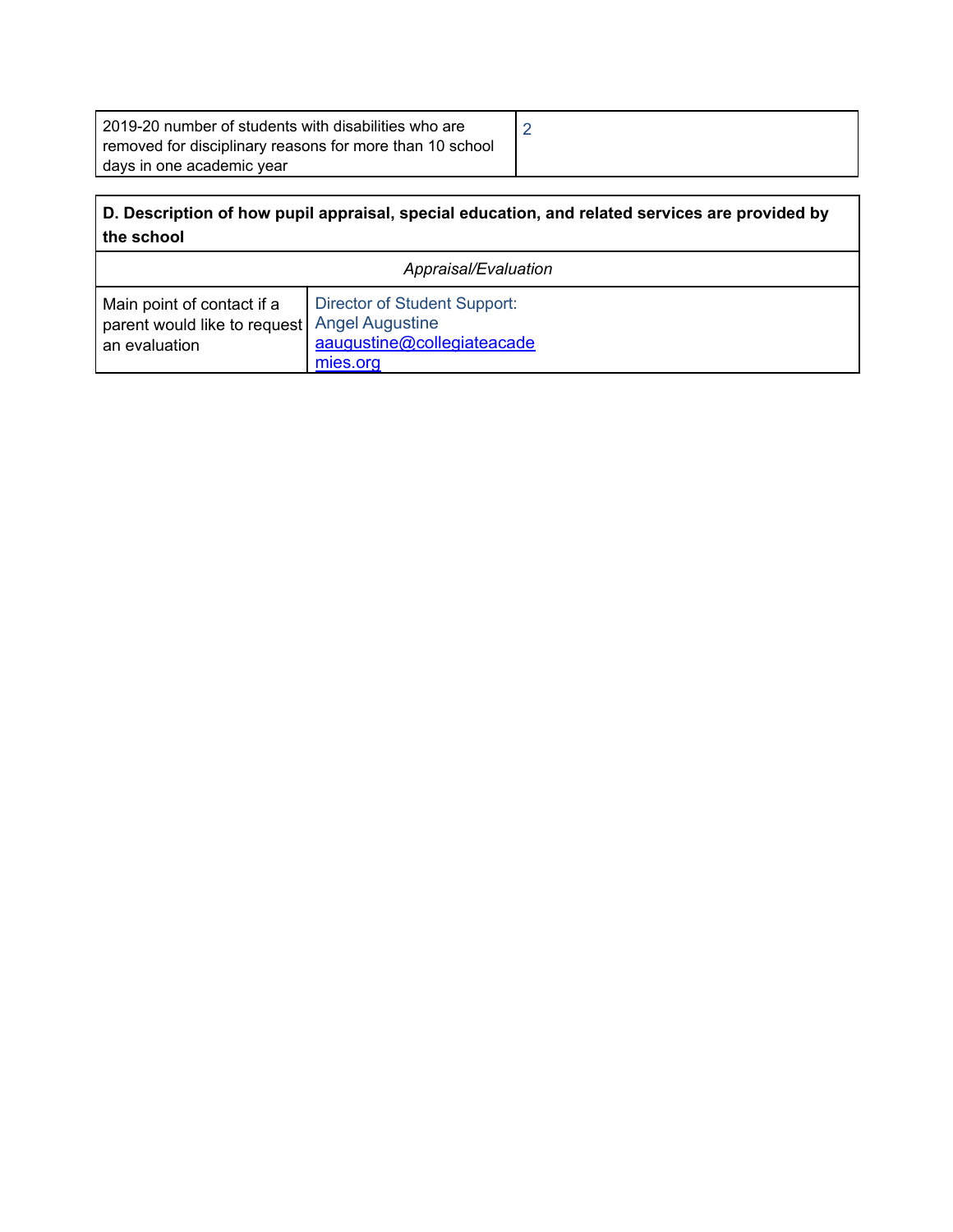| 2019-20 number of students with disabilities who are removed for disciplinary reasons for more than 10 school days in one academic year | 2 |
|---|---|

| **D. Description of how pupil appraisal, special education, and related services are provided by the school** | |
|---|---|
| *Appraisal/Evaluation* | |
| Main point of contact if a parent would like to request an evaluation | Director of Student Support: Angel Augustine aaugustine@collegiateacademies.org |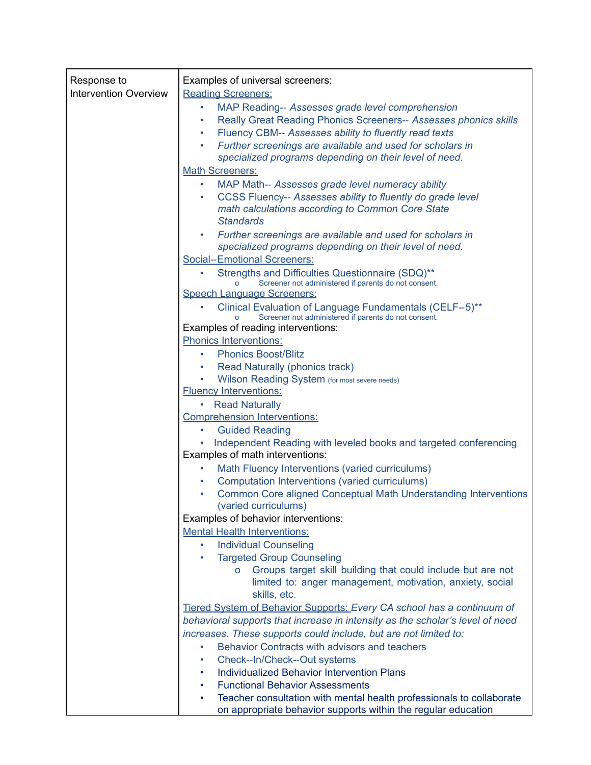| Response to Intervention Overview | Examples of universal screeners:<br>Reading Screeners:<br>• MAP Reading-- *Assesses grade level comprehension*<br>• Really Great Reading Phonics Screeners-- *Assesses phonics skills*<br>• Fluency CBM-- *Assesses ability to fluently read texts*<br>• *Further screenings are available and used for scholars in specialized programs depending on their level of need.*<br>Math Screeners:<br>• MAP Math-- *Assesses grade level numeracy ability*<br>• CCSS Fluency-- *Assesses ability to fluently do grade level math calculations according to Common Core State Standards*<br>• *Further screenings are available and used for scholars in specialized programs depending on their level of need.*<br>Social--Emotional Screeners:<br>• Strengths and Difficulties Questionnaire (SDQ)**<br>  o Screener not administered if parents do not consent.<br>Speech Language Screeners:<br>• Clinical Evaluation of Language Fundamentals (CELF--5)**<br>  o Screener not administered if parents do not consent.<br>Examples of reading interventions:<br>Phonics Interventions:<br>• Phonics Boost/Blitz<br>• Read Naturally (phonics track)<br>• Wilson Reading System (for most severe needs)<br>Fluency Interventions:<br>• Read Naturally<br>Comprehension Interventions:<br>• Guided Reading<br>• Independent Reading with leveled books and targeted conferencing<br>Examples of math interventions:<br>• Math Fluency Interventions (varied curriculums)<br>• Computation Interventions (varied curriculums)<br>• Common Core aligned Conceptual Math Understanding Interventions (varied curriculums)<br>Examples of behavior interventions:<br>Mental Health Interventions:<br>• Individual Counseling<br>• Targeted Group Counseling<br>  o Groups target skill building that could include but are not limited to: anger management, motivation, anxiety, social skills, etc.<br>Tiered System of Behavior Supports: *Every CA school has a continuum of behavioral supports that increase in intensity as the scholar's level of need increases. These supports could include, but are not limited to:*<br>• Behavior Contracts with advisors and teachers<br>• Check--In/Check--Out systems<br>• Individualized Behavior Intervention Plans<br>• Functional Behavior Assessments<br>• Teacher consultation with mental health professionals to collaborate on appropriate behavior supports within the regular education |
|---|---|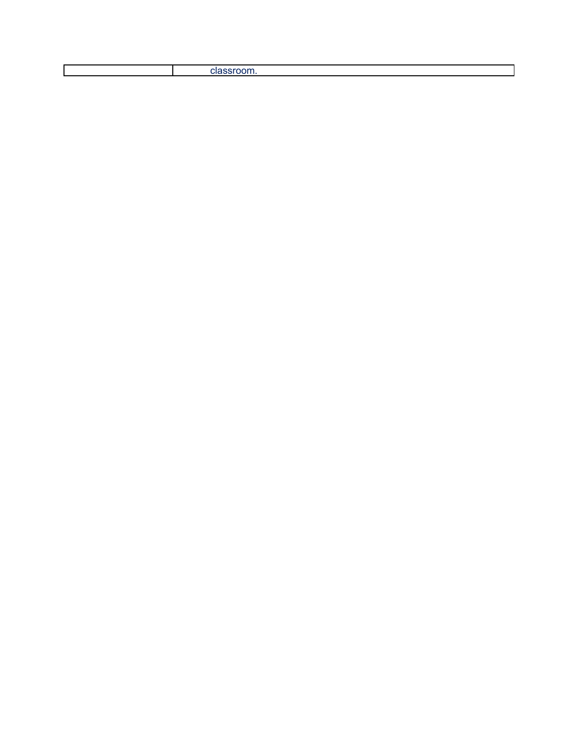|  |  |
| --- | --- |
|  | classroom. |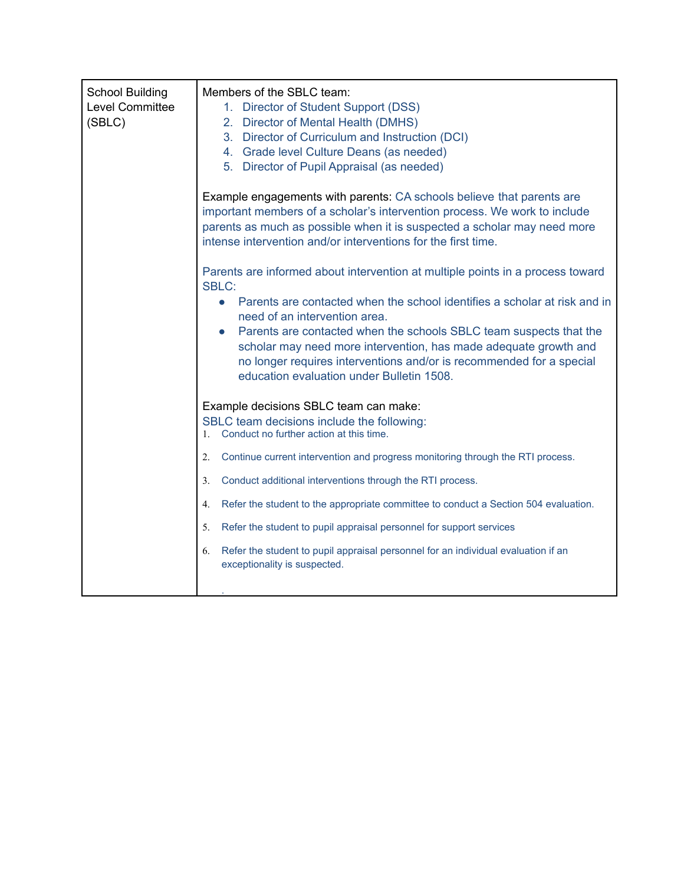| | |
|---|---|
| School Building Level Committee (SBLC) | Members of the SBLC team:<br>1. Director of Student Support (DSS)<br>2. Director of Mental Health (DMHS)<br>3. Director of Curriculum and Instruction (DCI)<br>4. Grade level Culture Deans (as needed)<br>5. Director of Pupil Appraisal (as needed)<br><br>Example engagements with parents: CA schools believe that parents are important members of a scholar's intervention process. We work to include parents as much as possible when it is suspected a scholar may need more intense intervention and/or interventions for the first time.<br><br>Parents are informed about intervention at multiple points in a process toward SBLC:<br>• Parents are contacted when the school identifies a scholar at risk and in need of an intervention area.<br>• Parents are contacted when the schools SBLC team suspects that the scholar may need more intervention, has made adequate growth and no longer requires interventions and/or is recommended for a special education evaluation under Bulletin 1508.<br><br>Example decisions SBLC team can make:<br>SBLC team decisions include the following:<br>1. Conduct no further action at this time.<br>2. Continue current intervention and progress monitoring through the RTI process.<br>3. Conduct additional interventions through the RTI process.<br>4. Refer the student to the appropriate committee to conduct a Section 504 evaluation.<br>5. Refer the student to pupil appraisal personnel for support services<br>6. Refer the student to pupil appraisal personnel for an individual evaluation if an exceptionality is suspected. |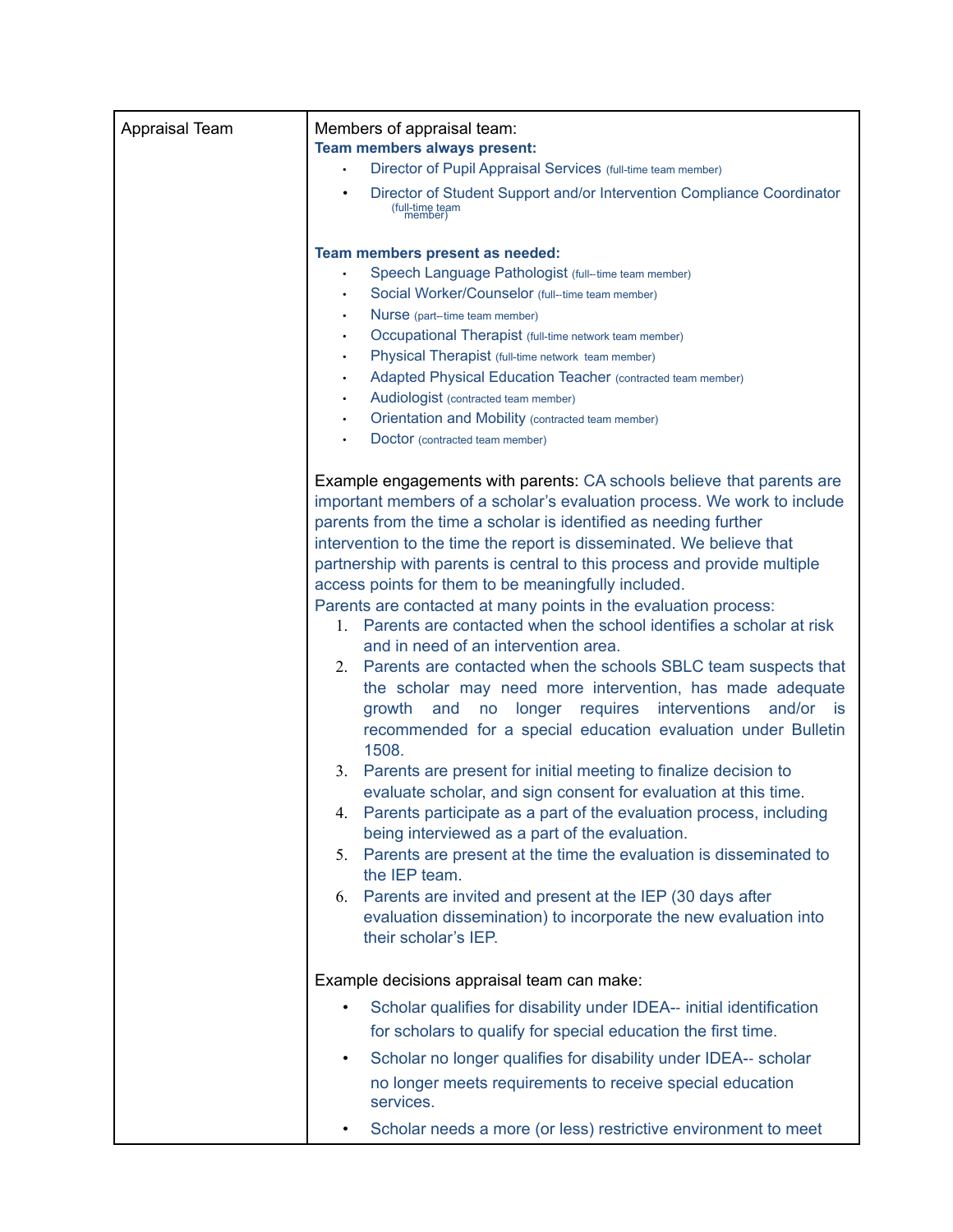| Appraisal Team | Members of appraisal team:<br>**Team members always present:**<br>• Director of Pupil Appraisal Services (full-time team member)<br>• Director of Student Support and/or Intervention Compliance Coordinator (full-time team member)<br><br>**Team members present as needed:**<br>• Speech Language Pathologist (full--time team member)<br>• Social Worker/Counselor (full--time team member)<br>• Nurse (part--time team member)<br>• Occupational Therapist (full-time network team member)<br>• Physical Therapist (full-time network team member)<br>• Adapted Physical Education Teacher (contracted team member)<br>• Audiologist (contracted team member)<br>• Orientation and Mobility (contracted team member)<br>• Doctor (contracted team member)<br><br>Example engagements with parents: CA schools believe that parents are important members of a scholar's evaluation process. We work to include parents from the time a scholar is identified as needing further intervention to the time the report is disseminated. We believe that partnership with parents is central to this process and provide multiple access points for them to be meaningfully included.<br>Parents are contacted at many points in the evaluation process:<br>1. Parents are contacted when the school identifies a scholar at risk and in need of an intervention area.<br>2. Parents are contacted when the schools SBLC team suspects that the scholar may need more intervention, has made adequate growth and no longer requires interventions and/or is recommended for a special education evaluation under Bulletin 1508.<br>3. Parents are present for initial meeting to finalize decision to evaluate scholar, and sign consent for evaluation at this time.<br>4. Parents participate as a part of the evaluation process, including being interviewed as a part of the evaluation.<br>5. Parents are present at the time the evaluation is disseminated to the IEP team.<br>6. Parents are invited and present at the IEP (30 days after evaluation dissemination) to incorporate the new evaluation into their scholar's IEP.<br><br>Example decisions appraisal team can make:<br>• Scholar qualifies for disability under IDEA-- initial identification for scholars to qualify for special education the first time.<br>• Scholar no longer qualifies for disability under IDEA-- scholar no longer meets requirements to receive special education services.<br>• Scholar needs a more (or less) restrictive environment to meet |
|---|---|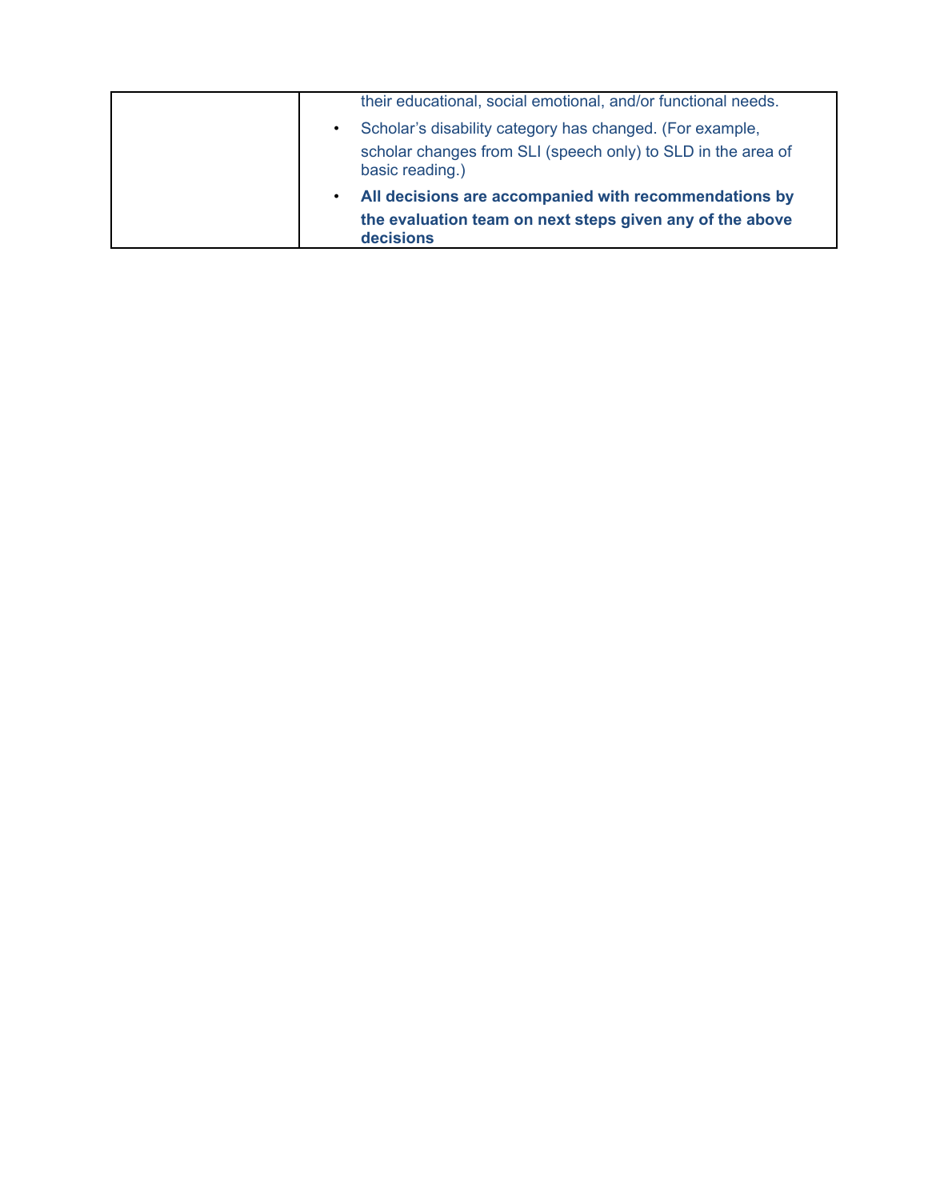| | |
|---|---|
| | their educational, social emotional, and/or functional needs.<br>• Scholar's disability category has changed. (For example, scholar changes from SLI (speech only) to SLD in the area of basic reading.)<br>• **All decisions are accompanied with recommendations by the evaluation team on next steps given any of the above decisions** |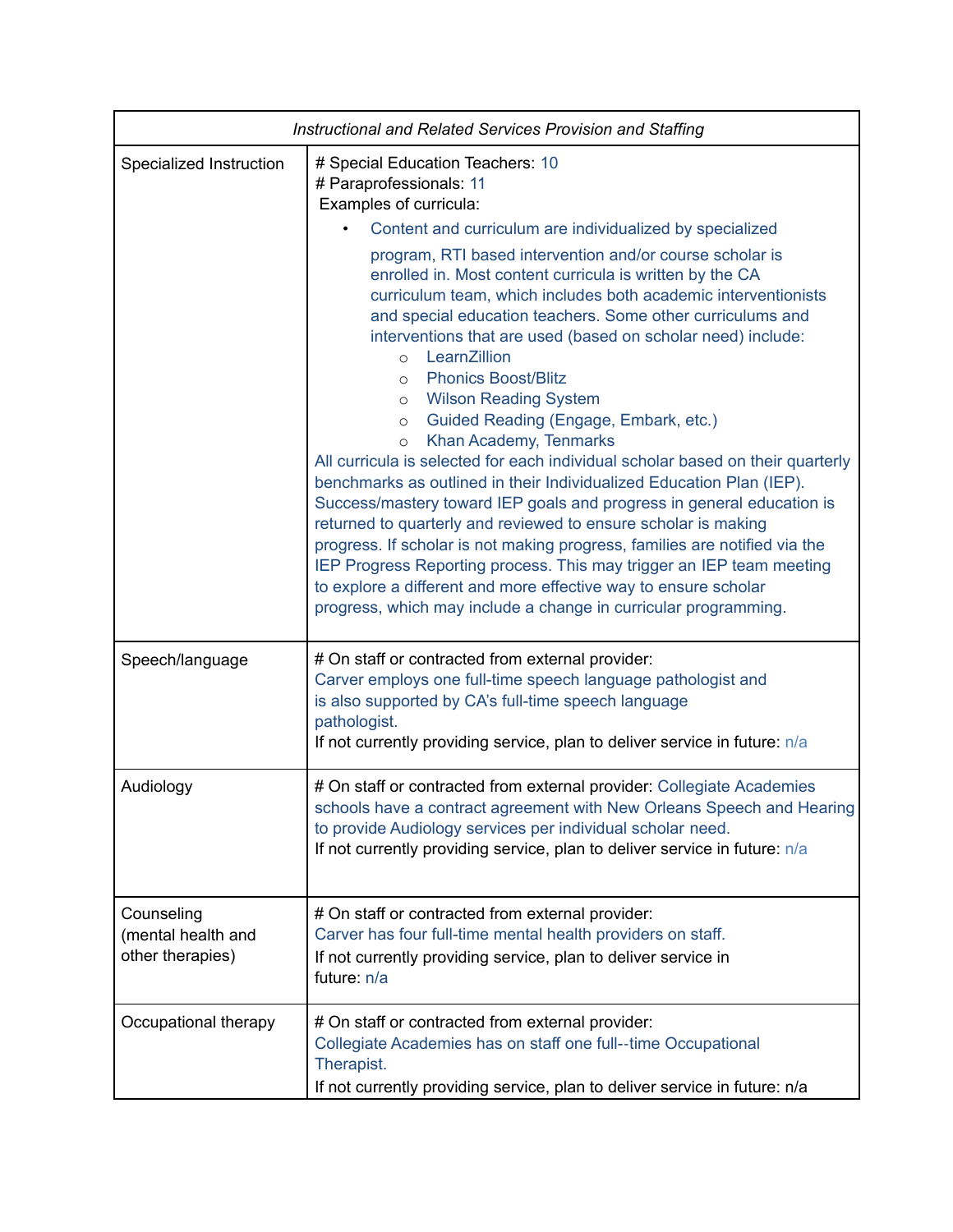| *Instructional and Related Services Provision and Staffing* | |
|---|---|
| Specialized Instruction | # Special Education Teachers: 10<br># Paraprofessionals: 11<br>Examples of curricula:<br>• Content and curriculum are individualized by specialized program, RTI based intervention and/or course scholar is enrolled in. Most content curricula is written by the CA curriculum team, which includes both academic interventionists and special education teachers. Some other curriculums and interventions that are used (based on scholar need) include:<br>  ○ LearnZillion<br>  ○ Phonics Boost/Blitz<br>  ○ Wilson Reading System<br>  ○ Guided Reading (Engage, Embark, etc.)<br>  ○ Khan Academy, Tenmarks<br>All curricula is selected for each individual scholar based on their quarterly benchmarks as outlined in their Individualized Education Plan (IEP). Success/mastery toward IEP goals and progress in general education is returned to quarterly and reviewed to ensure scholar is making progress. If scholar is not making progress, families are notified via the IEP Progress Reporting process. This may trigger an IEP team meeting to explore a different and more effective way to ensure scholar progress, which may include a change in curricular programming. |
| Speech/language | # On staff or contracted from external provider: Carver employs one full-time speech language pathologist and is also supported by CA's full-time speech language pathologist.<br>If not currently providing service, plan to deliver service in future: n/a |
| Audiology | # On staff or contracted from external provider: Collegiate Academies schools have a contract agreement with New Orleans Speech and Hearing to provide Audiology services per individual scholar need.<br>If not currently providing service, plan to deliver service in future: n/a |
| Counseling (mental health and other therapies) | # On staff or contracted from external provider: Carver has four full-time mental health providers on staff.<br>If not currently providing service, plan to deliver service in future: n/a |
| Occupational therapy | # On staff or contracted from external provider: Collegiate Academies has on staff one full--time Occupational Therapist.<br>If not currently providing service, plan to deliver service in future: n/a |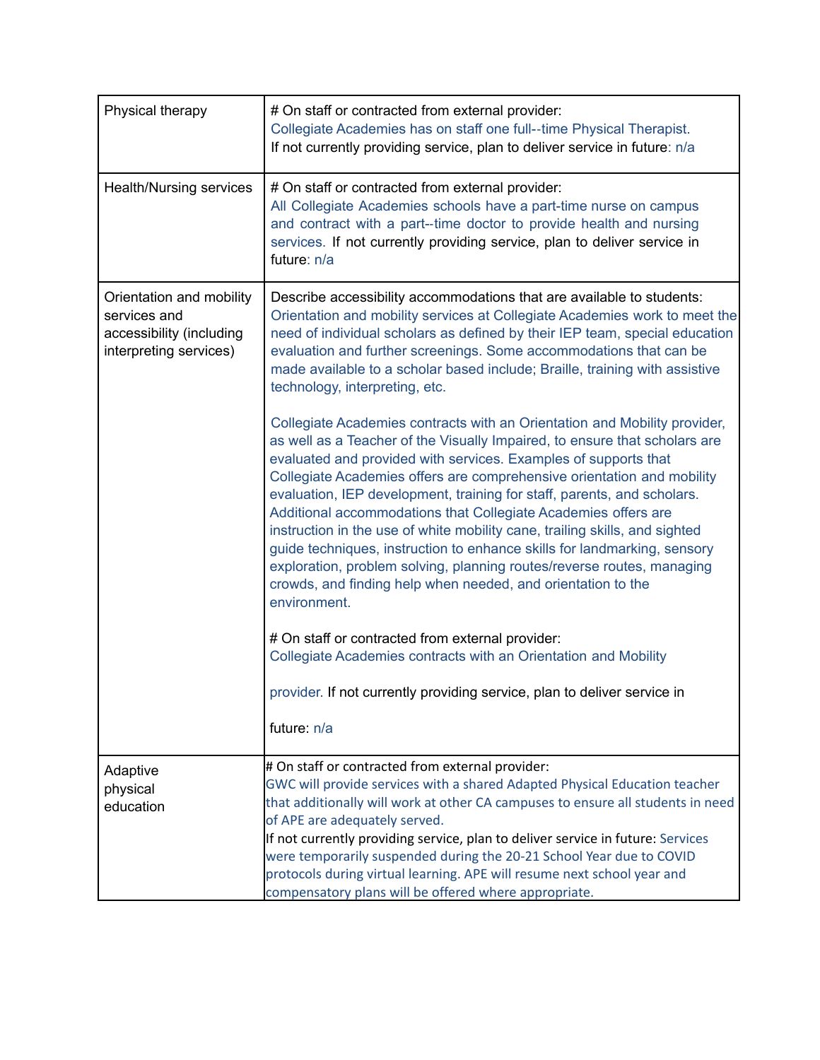| | |
|---|---|
| Physical therapy | # On staff or contracted from external provider: Collegiate Academies has on staff one full--time Physical Therapist. If not currently providing service, plan to deliver service in future: n/a |
| Health/Nursing services | # On staff or contracted from external provider: All Collegiate Academies schools have a part-time nurse on campus and contract with a part--time doctor to provide health and nursing services. If not currently providing service, plan to deliver service in future: n/a |
| Orientation and mobility services and accessibility (including interpreting services) | Describe accessibility accommodations that are available to students: Orientation and mobility services at Collegiate Academies work to meet the need of individual scholars as defined by their IEP team, special education evaluation and further screenings. Some accommodations that can be made available to a scholar based include; Braille, training with assistive technology, interpreting, etc.<br><br>Collegiate Academies contracts with an Orientation and Mobility provider, as well as a Teacher of the Visually Impaired, to ensure that scholars are evaluated and provided with services. Examples of supports that Collegiate Academies offers are comprehensive orientation and mobility evaluation, IEP development, training for staff, parents, and scholars. Additional accommodations that Collegiate Academies offers are instruction in the use of white mobility cane, trailing skills, and sighted guide techniques, instruction to enhance skills for landmarking, sensory exploration, problem solving, planning routes/reverse routes, managing crowds, and finding help when needed, and orientation to the environment.<br><br># On staff or contracted from external provider: Collegiate Academies contracts with an Orientation and Mobility provider. If not currently providing service, plan to deliver service in future: n/a |
| Adaptive physical education | # On staff or contracted from external provider: GWC will provide services with a shared Adapted Physical Education teacher that additionally will work at other CA campuses to ensure all students in need of APE are adequately served. If not currently providing service, plan to deliver service in future: Services were temporarily suspended during the 20-21 School Year due to COVID protocols during virtual learning. APE will resume next school year and compensatory plans will be offered where appropriate. |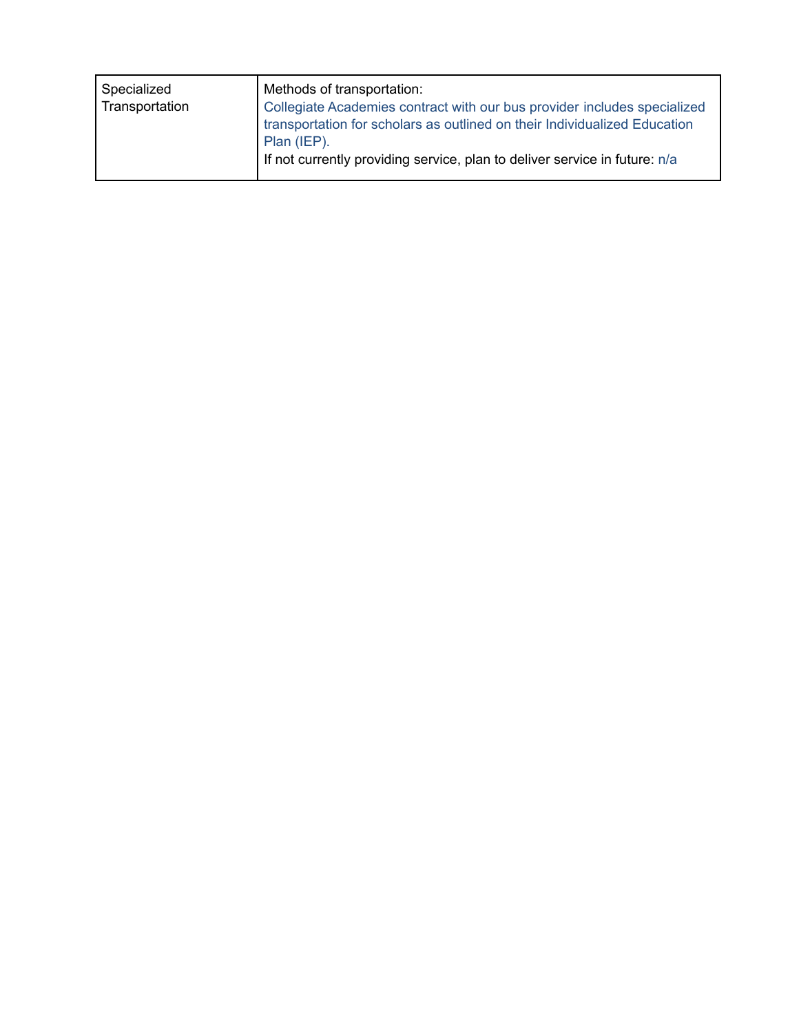| Specialized Transportation | Methods of transportation:<br>Collegiate Academies contract with our bus provider includes specialized transportation for scholars as outlined on their Individualized Education Plan (IEP).<br>If not currently providing service, plan to deliver service in future: n/a |
|---|---|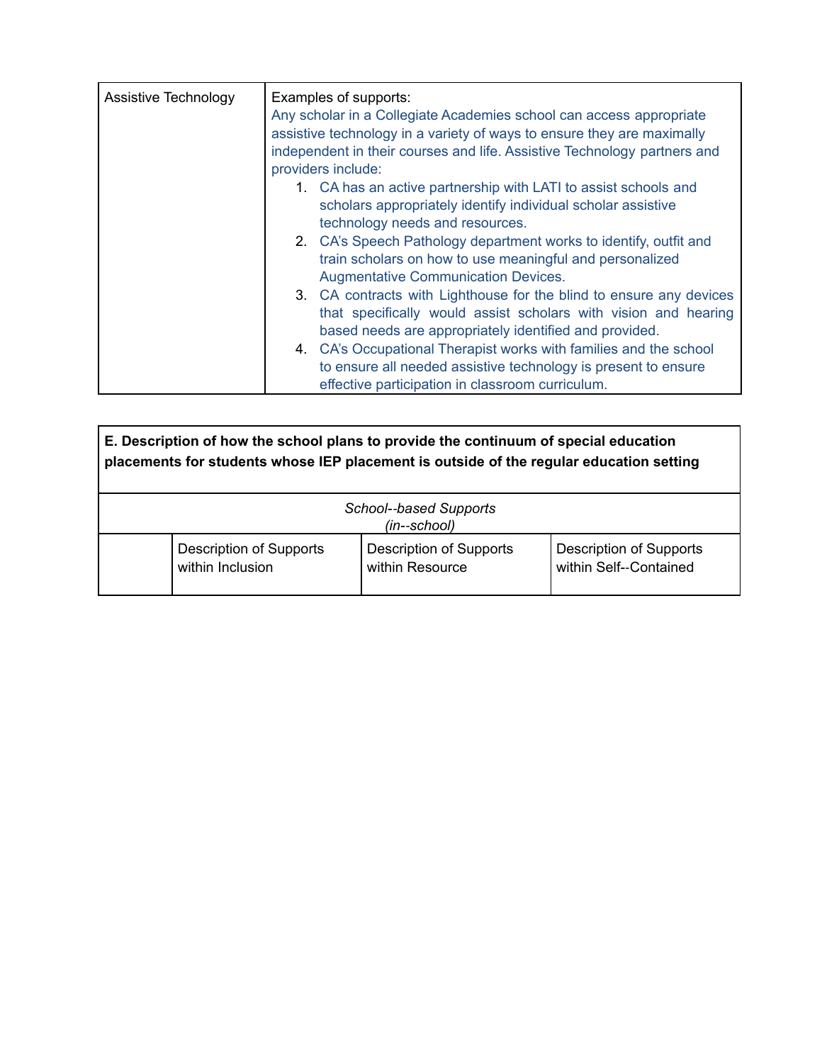| Assistive Technology | Examples of supports:<br>Any scholar in a Collegiate Academies school can access appropriate assistive technology in a variety of ways to ensure they are maximally independent in their courses and life. Assistive Technology partners and providers include:<br>1. CA has an active partnership with LATI to assist schools and scholars appropriately identify individual scholar assistive technology needs and resources.<br>2. CA's Speech Pathology department works to identify, outfit and train scholars on how to use meaningful and personalized Augmentative Communication Devices.<br>3. CA contracts with Lighthouse for the blind to ensure any devices that specifically would assist scholars with vision and hearing based needs are appropriately identified and provided.<br>4. CA's Occupational Therapist works with families and the school to ensure all needed assistive technology is present to ensure effective participation in classroom curriculum. |
|---|---|

**E. Description of how the school plans to provide the continuum of special education placements for students whose IEP placement is outside of the regular education setting**

| | *School--based Supports (in--school)* | | |
|---|---|---|---|
| | Description of Supports within Inclusion | Description of Supports within Resource | Description of Supports within Self--Contained |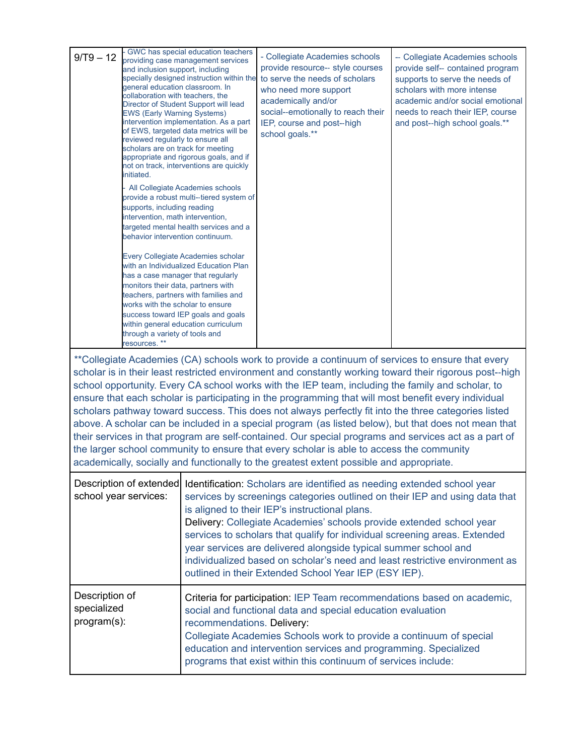| 9/T9 – 12 | - GWC has special education teachers providing case management services and inclusion support, including specially designed instruction within the general education classroom. In collaboration with teachers, the Director of Student Support will lead EWS (Early Warning Systems) intervention implementation. As a part of EWS, targeted data metrics will be reviewed regularly to ensure all scholars are on track for meeting appropriate and rigorous goals, and if not on track, interventions are quickly initiated.<br><br>- All Collegiate Academies schools provide a robust multi--tiered system of supports, including reading intervention, math intervention, targeted mental health services and a behavior intervention continuum.<br><br>Every Collegiate Academies scholar with an Individualized Education Plan has a case manager that regularly monitors their data, partners with teachers, partners with families and works with the scholar to ensure success toward IEP goals and goals within general education curriculum through a variety of tools and resources. ** | - Collegiate Academies schools provide resource-- style courses to serve the needs of scholars who need more support academically and/or social--emotionally to reach their IEP, course and post--high school goals.** | -- Collegiate Academies schools provide self-- contained program supports to serve the needs of scholars with more intense academic and/or social emotional needs to reach their IEP, course and post--high school goals.** |
|---|---|---|---|

**Collegiate Academies (CA) schools work to provide a continuum of services to ensure that every scholar is in their least restricted environment and constantly working toward their rigorous post--high school opportunity. Every CA school works with the IEP team, including the family and scholar, to ensure that each scholar is participating in the programming that will most benefit every individual scholars pathway toward success. This does not always perfectly fit into the three categories listed above. A scholar can be included in a special program (as listed below), but that does not mean that their services in that program are self-contained. Our special programs and services act as a part of the larger school community to ensure that every scholar is able to access the community academically, socially and functionally to the greatest extent possible and appropriate.

| Description of extended school year services: | Identification: Scholars are identified as needing extended school year services by screenings categories outlined on their IEP and using data that is aligned to their IEP's instructional plans.<br>Delivery: Collegiate Academies' schools provide extended school year services to scholars that qualify for individual screening areas. Extended year services are delivered alongside typical summer school and individualized based on scholar's need and least restrictive environment as outlined in their Extended School Year IEP (ESY IEP). |
|---|---|
| Description of specialized program(s): | Criteria for participation: IEP Team recommendations based on academic, social and functional data and special education evaluation recommendations. Delivery:<br>Collegiate Academies Schools work to provide a continuum of special education and intervention services and programming. Specialized programs that exist within this continuum of services include: |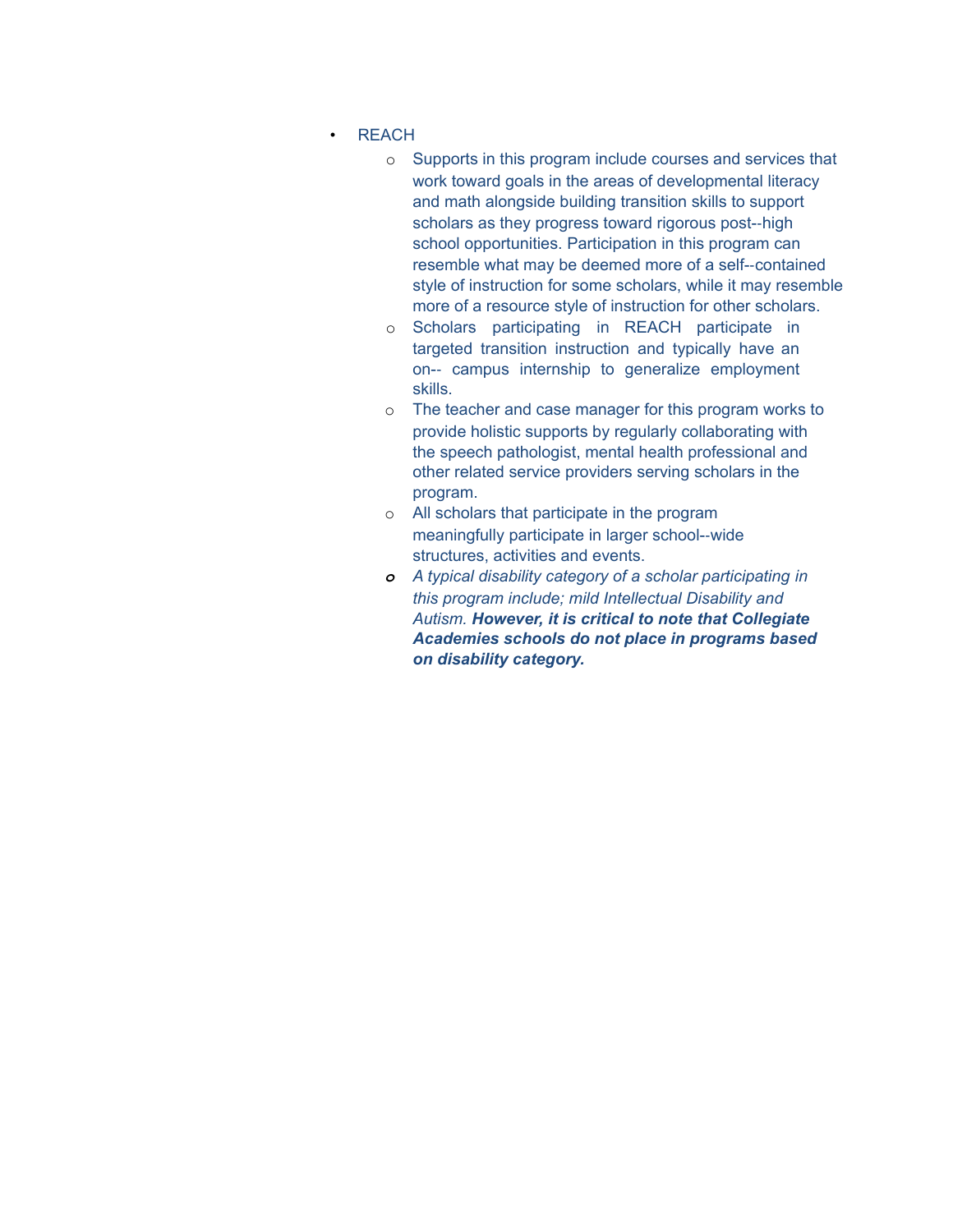- REACH
  - Supports in this program include courses and services that work toward goals in the areas of developmental literacy and math alongside building transition skills to support scholars as they progress toward rigorous post--high school opportunities. Participation in this program can resemble what may be deemed more of a self--contained style of instruction for some scholars, while it may resemble more of a resource style of instruction for other scholars.
  - Scholars participating in REACH participate in targeted transition instruction and typically have an on-- campus internship to generalize employment skills.
  - The teacher and case manager for this program works to provide holistic supports by regularly collaborating with the speech pathologist, mental health professional and other related service providers serving scholars in the program.
  - All scholars that participate in the program meaningfully participate in larger school--wide structures, activities and events.
  - *A typical disability category of a scholar participating in this program include; mild Intellectual Disability and Autism.* ***However, it is critical to note that Collegiate Academies schools do not place in programs based on disability category.***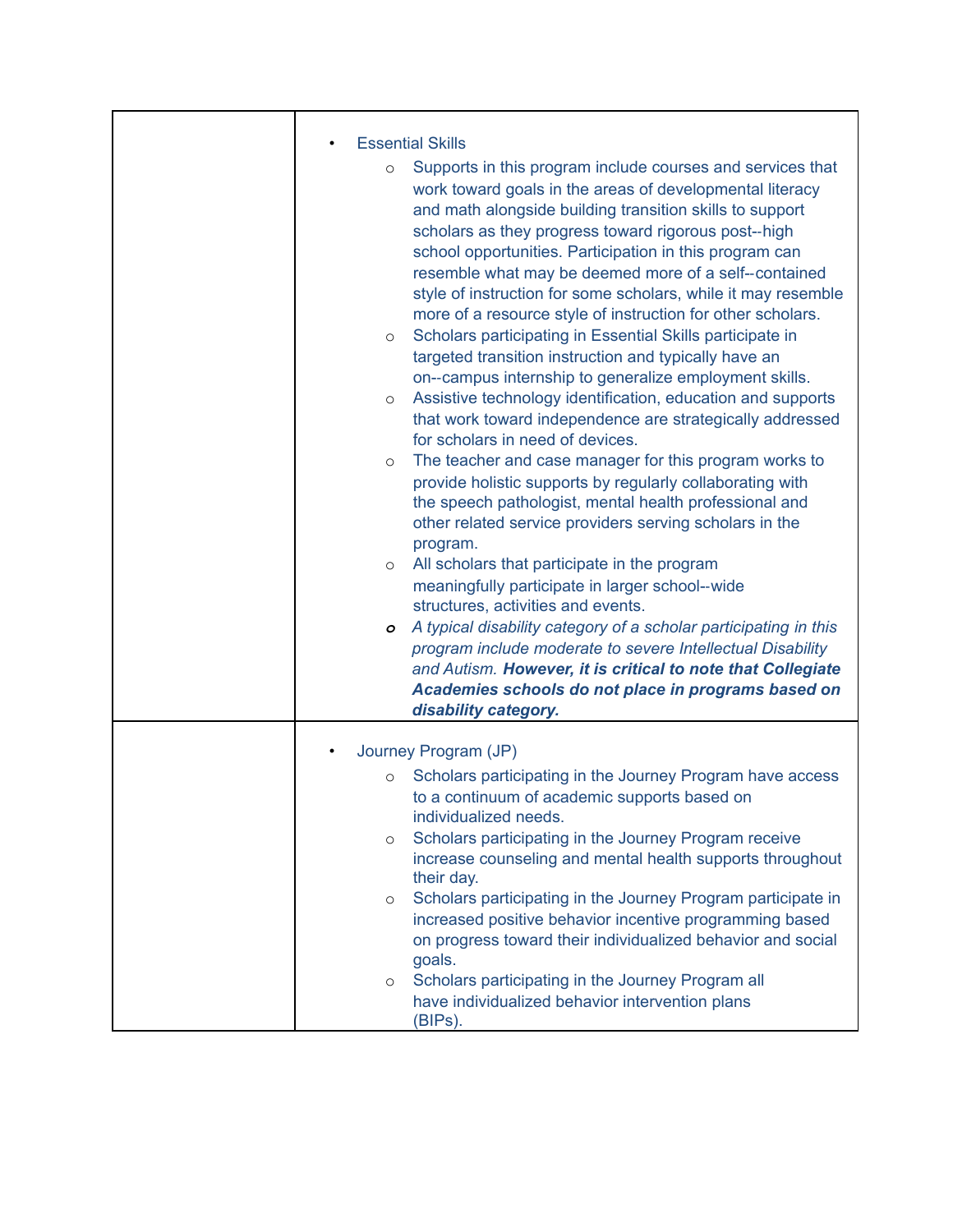| | |
|---|---|
| | • Essential Skills<br>  ○ Supports in this program include courses and services that work toward goals in the areas of developmental literacy and math alongside building transition skills to support scholars as they progress toward rigorous post--high school opportunities. Participation in this program can resemble what may be deemed more of a self--contained style of instruction for some scholars, while it may resemble more of a resource style of instruction for other scholars.<br>  ○ Scholars participating in Essential Skills participate in targeted transition instruction and typically have an on--campus internship to generalize employment skills.<br>  ○ Assistive technology identification, education and supports that work toward independence are strategically addressed for scholars in need of devices.<br>  ○ The teacher and case manager for this program works to provide holistic supports by regularly collaborating with the speech pathologist, mental health professional and other related service providers serving scholars in the program.<br>  ○ All scholars that participate in the program meaningfully participate in larger school--wide structures, activities and events.<br>  ○ *A typical disability category of a scholar participating in this program include moderate to severe Intellectual Disability and Autism.* ***However, it is critical to note that Collegiate Academies schools do not place in programs based on disability category.*** |
| | • Journey Program (JP)<br>  ○ Scholars participating in the Journey Program have access to a continuum of academic supports based on individualized needs.<br>  ○ Scholars participating in the Journey Program receive increase counseling and mental health supports throughout their day.<br>  ○ Scholars participating in the Journey Program participate in increased positive behavior incentive programming based on progress toward their individualized behavior and social goals.<br>  ○ Scholars participating in the Journey Program all have individualized behavior intervention plans (BIPs). |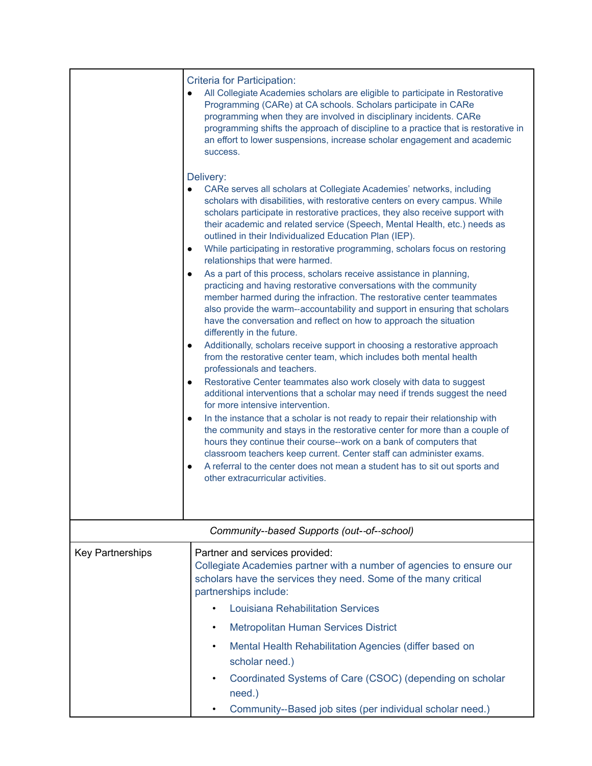| | |
|---|---|
| | Criteria for Participation:<br>● All Collegiate Academies scholars are eligible to participate in Restorative Programming (CARe) at CA schools. Scholars participate in CARe programming when they are involved in disciplinary incidents. CARe programming shifts the approach of discipline to a practice that is restorative in an effort to lower suspensions, increase scholar engagement and academic success.<br><br>Delivery:<br>● CARe serves all scholars at Collegiate Academies' networks, including scholars with disabilities, with restorative centers on every campus. While scholars participate in restorative practices, they also receive support with their academic and related service (Speech, Mental Health, etc.) needs as outlined in their Individualized Education Plan (IEP).<br>● While participating in restorative programming, scholars focus on restoring relationships that were harmed.<br>● As a part of this process, scholars receive assistance in planning, practicing and having restorative conversations with the community member harmed during the infraction. The restorative center teammates also provide the warm--accountability and support in ensuring that scholars have the conversation and reflect on how to approach the situation differently in the future.<br>● Additionally, scholars receive support in choosing a restorative approach from the restorative center team, which includes both mental health professionals and teachers.<br>● Restorative Center teammates also work closely with data to suggest additional interventions that a scholar may need if trends suggest the need for more intensive intervention.<br>● In the instance that a scholar is not ready to repair their relationship with the community and stays in the restorative center for more than a couple of hours they continue their course--work on a bank of computers that classroom teachers keep current. Center staff can administer exams.<br>● A referral to the center does not mean a student has to sit out sports and other extracurricular activities. |
| *Community--based Supports (out--of--school)* | |
| Key Partnerships | Partner and services provided:<br>Collegiate Academies partner with a number of agencies to ensure our scholars have the services they need. Some of the many critical partnerships include:<br>• Louisiana Rehabilitation Services<br>• Metropolitan Human Services District<br>• Mental Health Rehabilitation Agencies (differ based on scholar need.)<br>• Coordinated Systems of Care (CSOC) (depending on scholar need.)<br>• Community--Based job sites (per individual scholar need.) |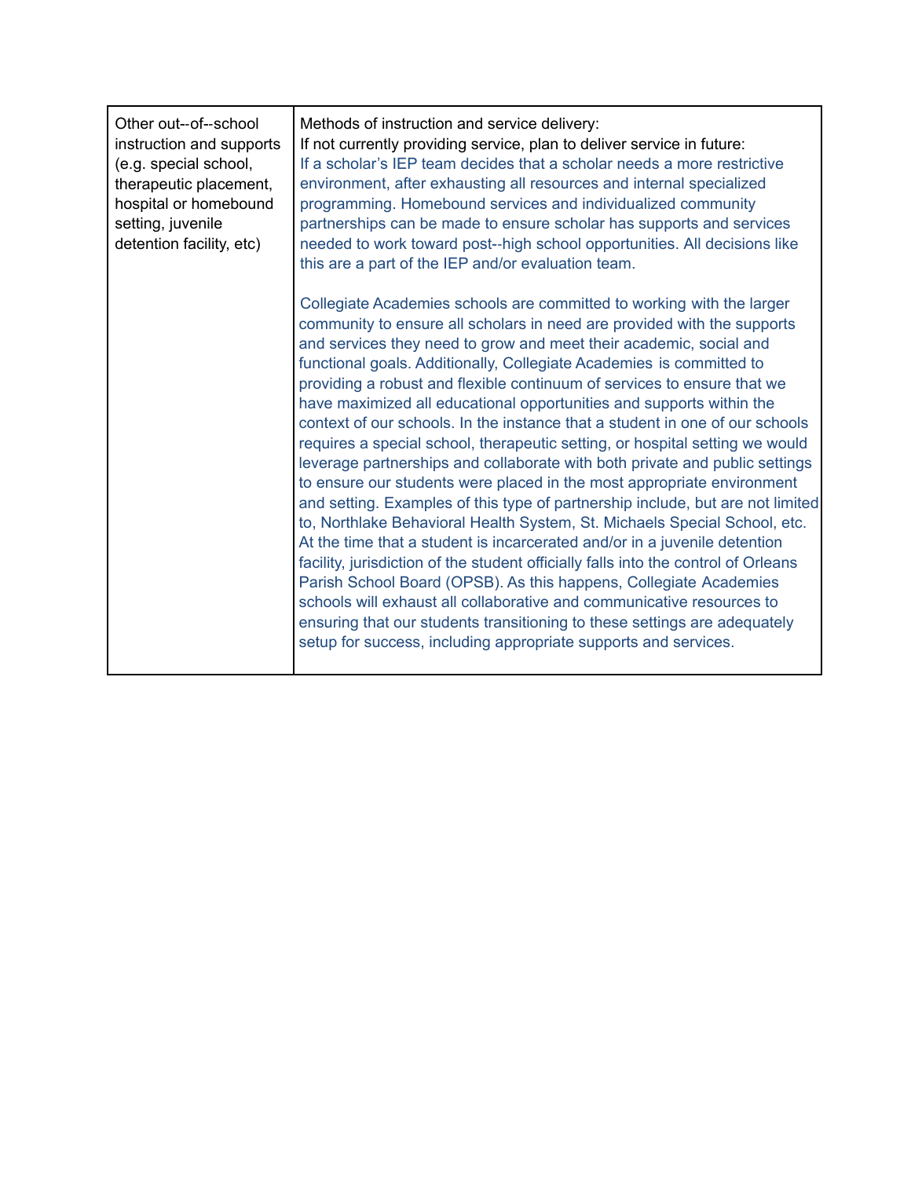| | |
|---|---|
| Other out--of--school instruction and supports (e.g. special school, therapeutic placement, hospital or homebound setting, juvenile detention facility, etc) | Methods of instruction and service delivery:<br>If not currently providing service, plan to deliver service in future:<br>If a scholar's IEP team decides that a scholar needs a more restrictive environment, after exhausting all resources and internal specialized programming. Homebound services and individualized community partnerships can be made to ensure scholar has supports and services needed to work toward post--high school opportunities. All decisions like this are a part of the IEP and/or evaluation team.<br><br>Collegiate Academies schools are committed to working with the larger community to ensure all scholars in need are provided with the supports and services they need to grow and meet their academic, social and functional goals. Additionally, Collegiate Academies is committed to providing a robust and flexible continuum of services to ensure that we have maximized all educational opportunities and supports within the context of our schools. In the instance that a student in one of our schools requires a special school, therapeutic setting, or hospital setting we would leverage partnerships and collaborate with both private and public settings to ensure our students were placed in the most appropriate environment and setting. Examples of this type of partnership include, but are not limited to, Northlake Behavioral Health System, St. Michaels Special School, etc. At the time that a student is incarcerated and/or in a juvenile detention facility, jurisdiction of the student officially falls into the control of Orleans Parish School Board (OPSB). As this happens, Collegiate Academies schools will exhaust all collaborative and communicative resources to ensuring that our students transitioning to these settings are adequately setup for success, including appropriate supports and services. |